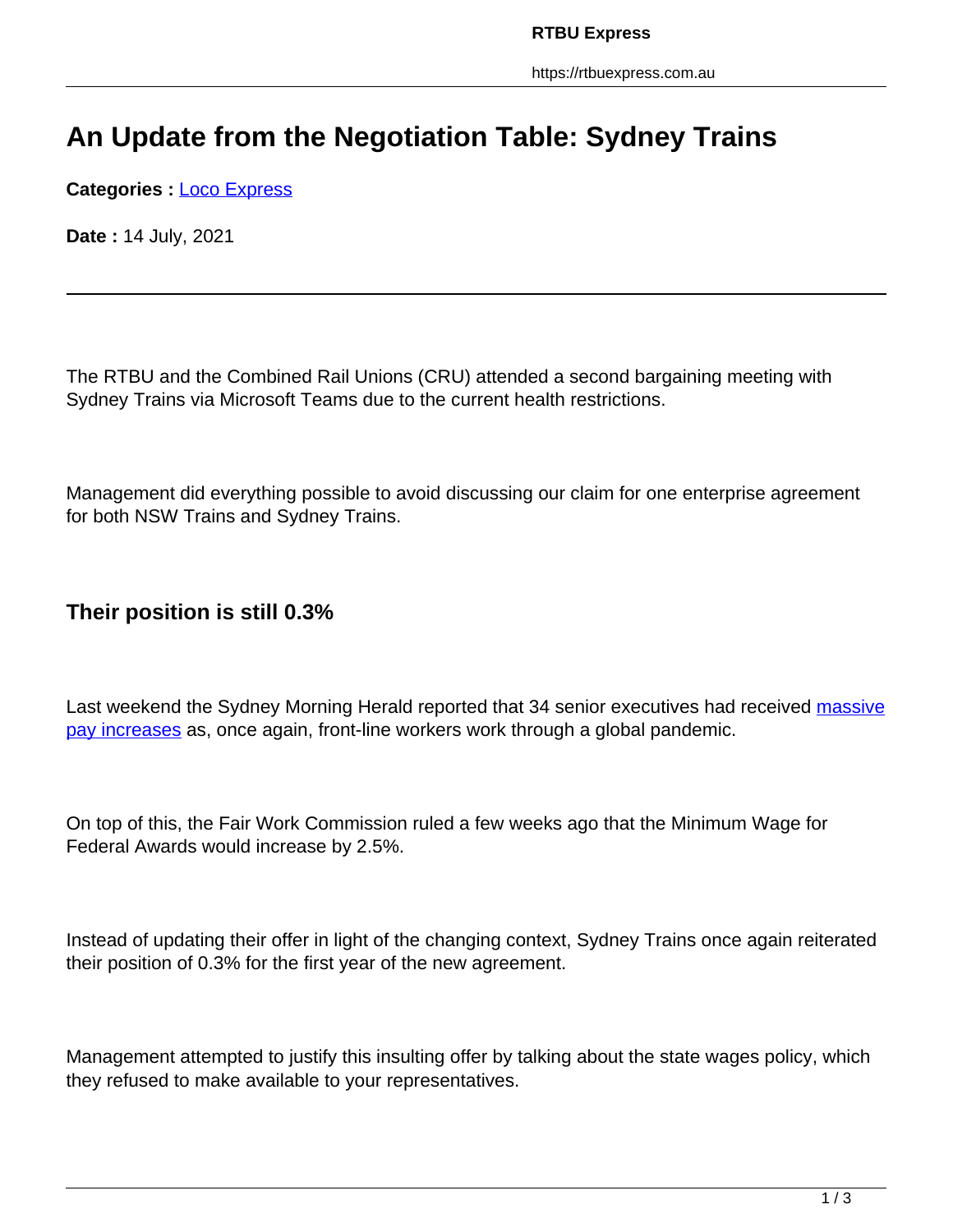# An Update from the Negotiation Table: Sydney Trains

**Categories :** Loco Express

**Date :** 14 July, 2021

---

The RTBU and the Combined Rail Unions (CRU) attended a second bargaining meeting with Sydney Trains via Microsoft Teams due to the current health restrictions.

Management did everything possible to avoid discussing our claim for one enterprise agreement for both NSW Trains and Sydney Trains.

### Their position is still 0.3%

Last weekend the Sydney Morning Herald reported that 34 senior executives had received massive pay increases as, once again, front-line workers work through a global pandemic.

On top of this, the Fair Work Commission ruled a few weeks ago that the Minimum Wage for Federal Awards would increase by 2.5%.

Instead of updating their offer in light of the changing context, Sydney Trains once again reiterated their position of 0.3% for the first year of the new agreement.

Management attempted to justify this insulting offer by talking about the state wages policy, which they refused to make available to your representatives.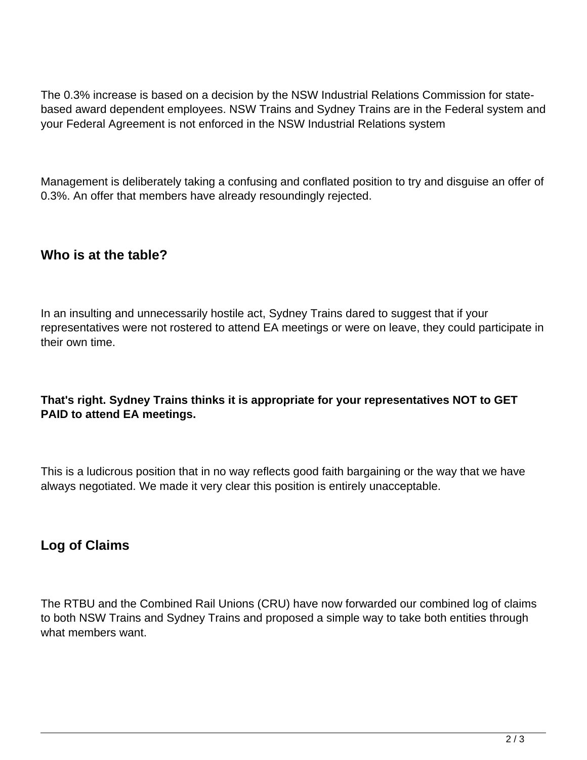The 0.3% increase is based on a decision by the NSW Industrial Relations Commission for state-based award dependent employees. NSW Trains and Sydney Trains are in the Federal system and your Federal Agreement is not enforced in the NSW Industrial Relations system

Management is deliberately taking a confusing and conflated position to try and disguise an offer of 0.3%. An offer that members have already resoundingly rejected.

## Who is at the table?

In an insulting and unnecessarily hostile act, Sydney Trains dared to suggest that if your representatives were not rostered to attend EA meetings or were on leave, they could participate in their own time.

**That's right. Sydney Trains thinks it is appropriate for your representatives NOT to GET PAID to attend EA meetings.**

This is a ludicrous position that in no way reflects good faith bargaining or the way that we have always negotiated. We made it very clear this position is entirely unacceptable.

## Log of Claims

The RTBU and the Combined Rail Unions (CRU) have now forwarded our combined log of claims to both NSW Trains and Sydney Trains and proposed a simple way to take both entities through what members want.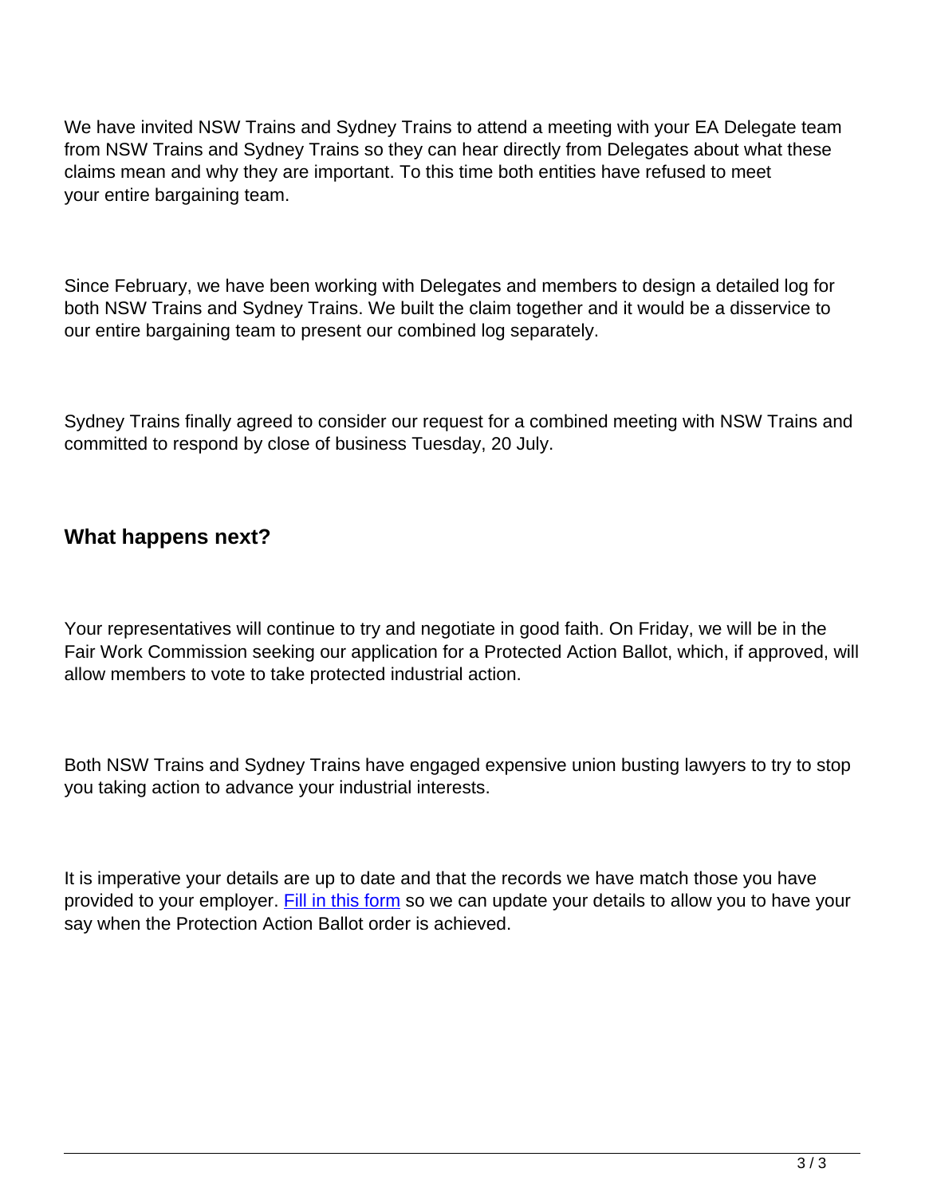We have invited NSW Trains and Sydney Trains to attend a meeting with your EA Delegate team from NSW Trains and Sydney Trains so they can hear directly from Delegates about what these claims mean and why they are important. To this time both entities have refused to meet your entire bargaining team.

Since February, we have been working with Delegates and members to design a detailed log for both NSW Trains and Sydney Trains. We built the claim together and it would be a disservice to our entire bargaining team to present our combined log separately.

Sydney Trains finally agreed to consider our request for a combined meeting with NSW Trains and committed to respond by close of business Tuesday, 20 July.

## What happens next?

Your representatives will continue to try and negotiate in good faith. On Friday, we will be in the Fair Work Commission seeking our application for a Protected Action Ballot, which, if approved, will allow members to vote to take protected industrial action.

Both NSW Trains and Sydney Trains have engaged expensive union busting lawyers to try to stop you taking action to advance your industrial interests.

It is imperative your details are up to date and that the records we have match those you have provided to your employer. Fill in this form so we can update your details to allow you to have your say when the Protection Action Ballot order is achieved.